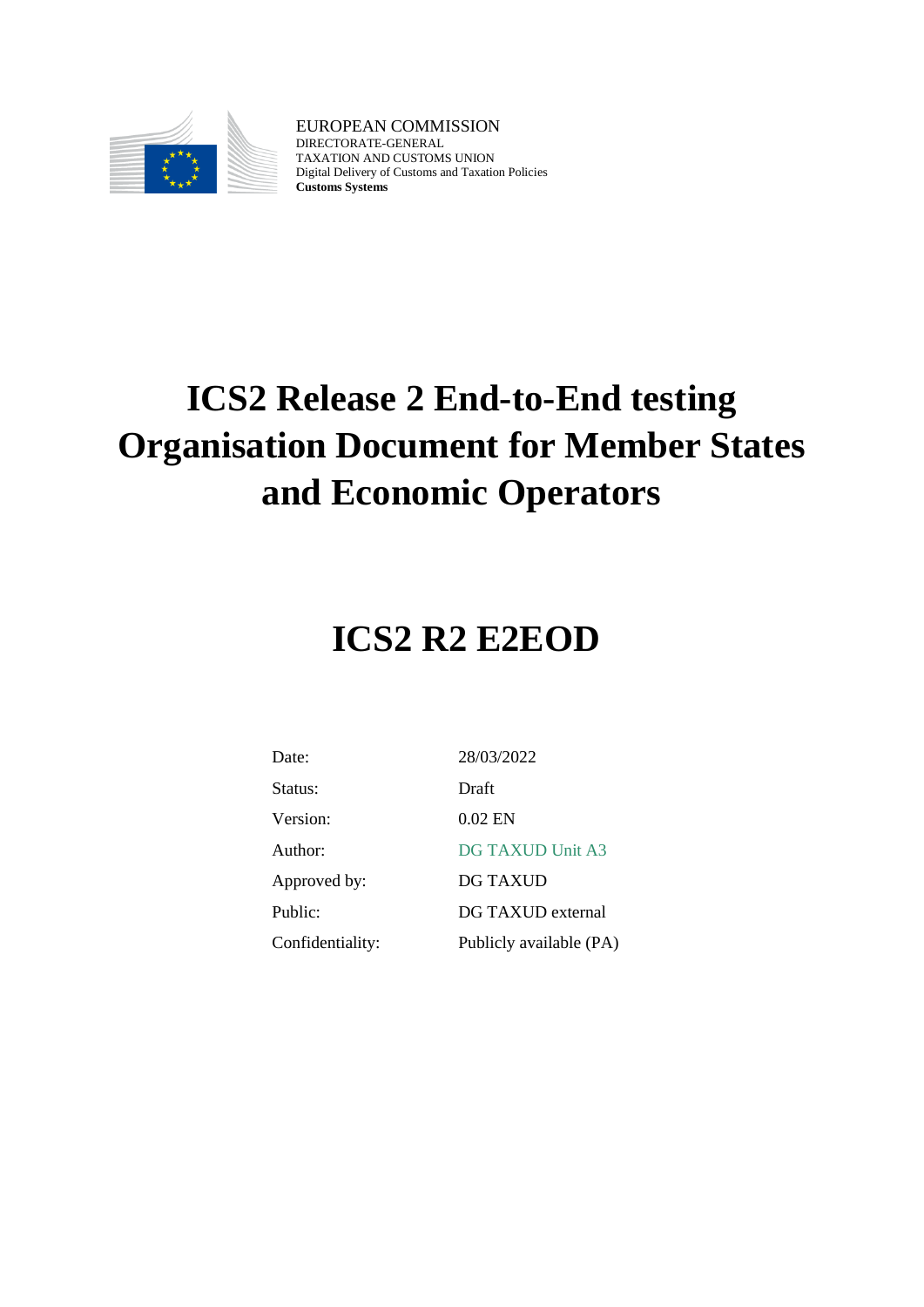EUROPEAN COMMISSION
DIRECTORATE-GENERAL
TAXATION AND CUSTOMS UNION
Digital Delivery of Customs and Taxation Policies
**Customs Systems**

# ICS2 Release 2 End-to-End testing Organisation Document for Member States and Economic Operators

# ICS2 R2 E2EOD

| | |
|---|---|
| Date: | 28/03/2022 |
| Status: | Draft |
| Version: | 0.02 EN |
| Author: | DG TAXUD Unit A3 |
| Approved by: | DG TAXUD |
| Public: | DG TAXUD external |
| Confidentiality: | Publicly available (PA) |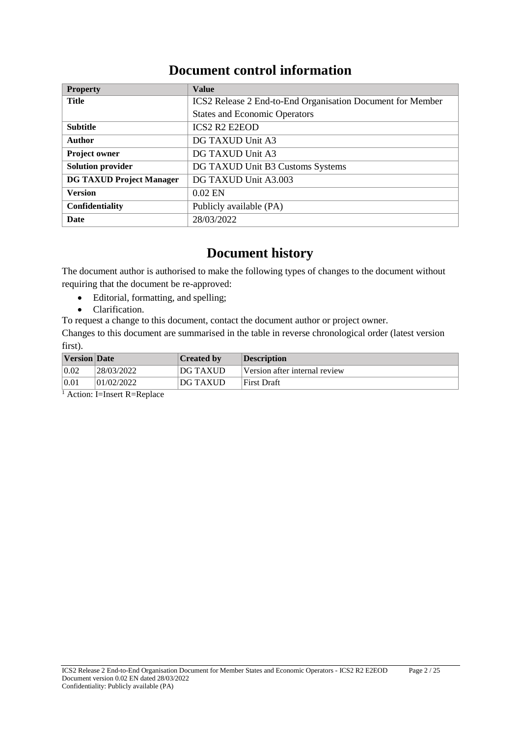# Document control information

| Property | Value |
|---|---|
| **Title** | ICS2 Release 2 End-to-End Organisation Document for Member States and Economic Operators |
| **Subtitle** | ICS2 R2 E2EOD |
| **Author** | DG TAXUD Unit A3 |
| **Project owner** | DG TAXUD Unit A3 |
| **Solution provider** | DG TAXUD Unit B3 Customs Systems |
| **DG TAXUD Project Manager** | DG TAXUD Unit A3.003 |
| **Version** | 0.02 EN |
| **Confidentiality** | Publicly available (PA) |
| **Date** | 28/03/2022 |

# Document history

The document author is authorised to make the following types of changes to the document without requiring that the document be re-approved:

- Editorial, formatting, and spelling;
- Clarification.

To request a change to this document, contact the document author or project owner.

Changes to this document are summarised in the table in reverse chronological order (latest version first).

| Version | Date | Created by | Description |
|---|---|---|---|
| 0.02 | 28/03/2022 | DG TAXUD | Version after internal review |
| 0.01 | 01/02/2022 | DG TAXUD | First Draft |

[1] Action: I=Insert R=Replace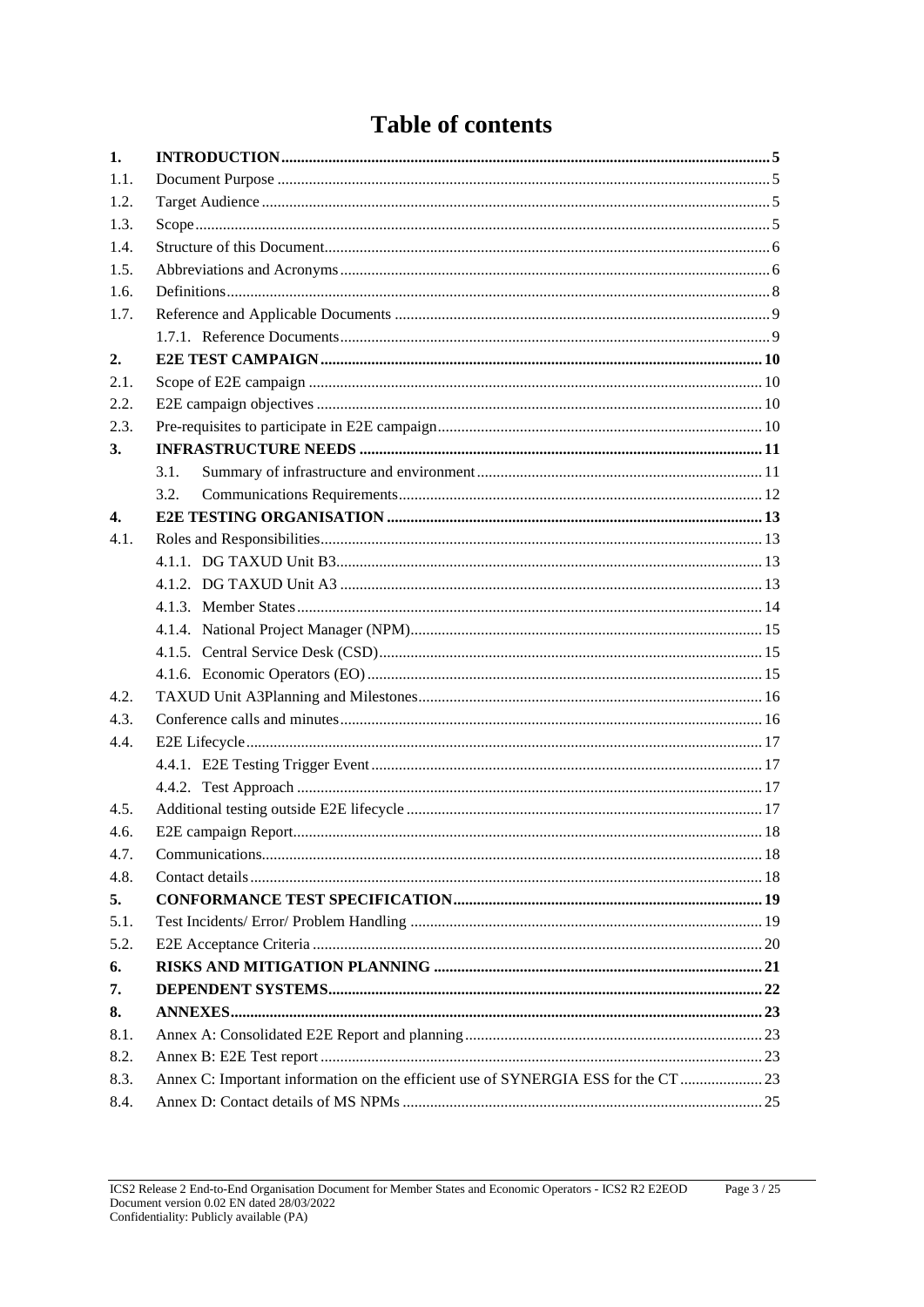# Table of contents

| | | |
|---|---|---|
| **1.** | **INTRODUCTION** | **5** |
| 1.1. | Document Purpose | 5 |
| 1.2. | Target Audience | 5 |
| 1.3. | Scope | 5 |
| 1.4. | Structure of this Document | 6 |
| 1.5. | Abbreviations and Acronyms | 6 |
| 1.6. | Definitions | 8 |
| 1.7. | Reference and Applicable Documents | 9 |
| | 1.7.1. Reference Documents | 9 |
| **2.** | **E2E TEST CAMPAIGN** | **10** |
| 2.1. | Scope of E2E campaign | 10 |
| 2.2. | E2E campaign objectives | 10 |
| 2.3. | Pre-requisites to participate in E2E campaign | 10 |
| **3.** | **INFRASTRUCTURE NEEDS** | **11** |
| | 3.1. Summary of infrastructure and environment | 11 |
| | 3.2. Communications Requirements | 12 |
| **4.** | **E2E TESTING ORGANISATION** | **13** |
| 4.1. | Roles and Responsibilities | 13 |
| | 4.1.1. DG TAXUD Unit B3 | 13 |
| | 4.1.2. DG TAXUD Unit A3 | 13 |
| | 4.1.3. Member States | 14 |
| | 4.1.4. National Project Manager (NPM) | 15 |
| | 4.1.5. Central Service Desk (CSD) | 15 |
| | 4.1.6. Economic Operators (EO) | 15 |
| 4.2. | TAXUD Unit A3Planning and Milestones | 16 |
| 4.3. | Conference calls and minutes | 16 |
| 4.4. | E2E Lifecycle | 17 |
| | 4.4.1. E2E Testing Trigger Event | 17 |
| | 4.4.2. Test Approach | 17 |
| 4.5. | Additional testing outside E2E lifecycle | 17 |
| 4.6. | E2E campaign Report | 18 |
| 4.7. | Communications | 18 |
| 4.8. | Contact details | 18 |
| **5.** | **CONFORMANCE TEST SPECIFICATION** | **19** |
| 5.1. | Test Incidents/ Error/ Problem Handling | 19 |
| 5.2. | E2E Acceptance Criteria | 20 |
| **6.** | **RISKS AND MITIGATION PLANNING** | **21** |
| **7.** | **DEPENDENT SYSTEMS** | **22** |
| **8.** | **ANNEXES** | **23** |
| 8.1. | Annex A: Consolidated E2E Report and planning | 23 |
| 8.2. | Annex B: E2E Test report | 23 |
| 8.3. | Annex C: Important information on the efficient use of SYNERGIA ESS for the CT | 23 |
| 8.4. | Annex D: Contact details of MS NPMs | 25 |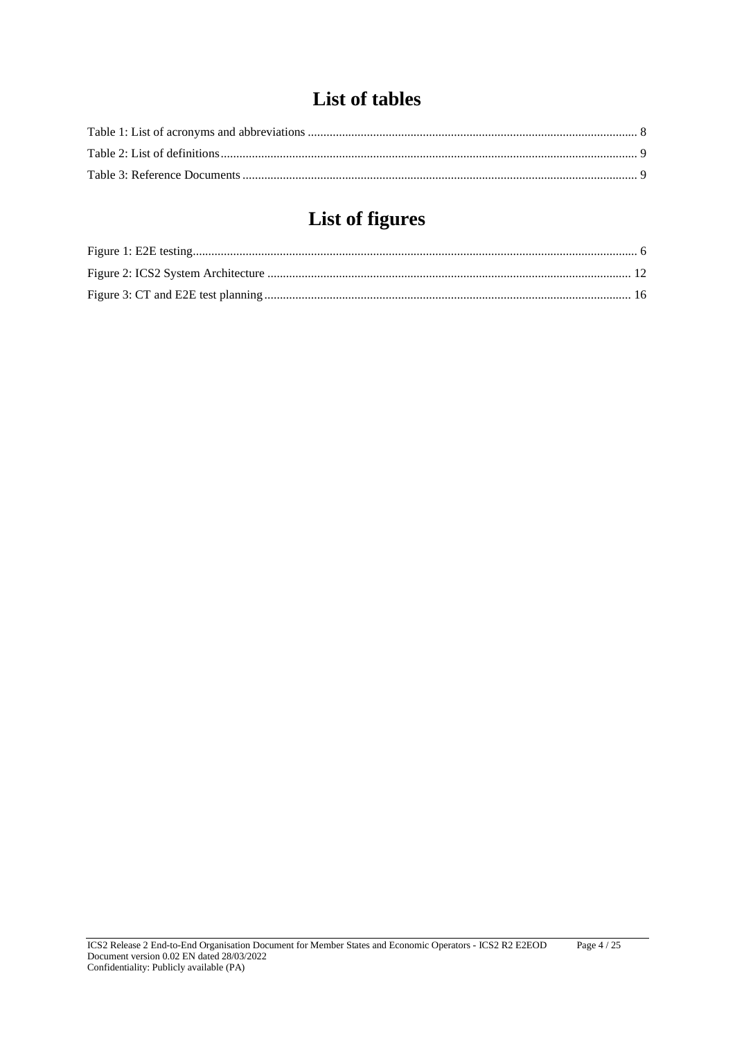# List of tables

Table 1: List of acronyms and abbreviations ........................................................................................................ 8

Table 2: List of definitions.................................................................................................................................... 9

Table 3: Reference Documents ............................................................................................................................. 9

# List of figures

Figure 1: E2E testing............................................................................................................................................. 6

Figure 2: ICS2 System Architecture ................................................................................................................... 12

Figure 3: CT and E2E test planning.................................................................................................................... 16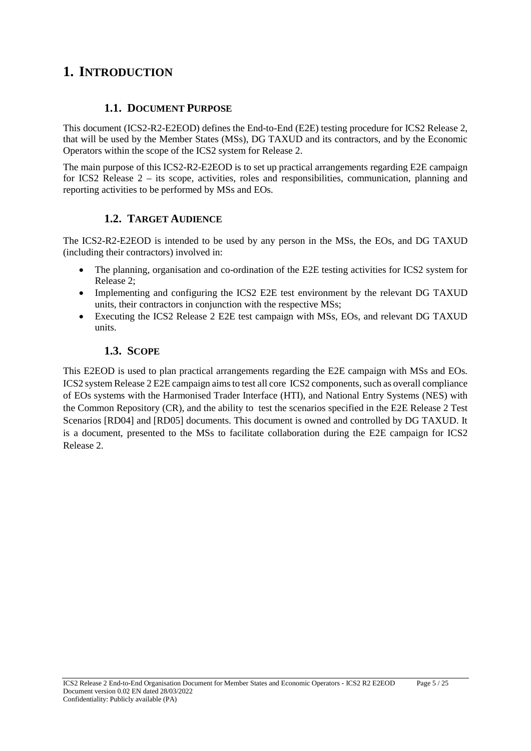# 1. INTRODUCTION

## 1.1. DOCUMENT PURPOSE

This document (ICS2-R2-E2EOD) defines the End-to-End (E2E) testing procedure for ICS2 Release 2, that will be used by the Member States (MSs), DG TAXUD and its contractors, and by the Economic Operators within the scope of the ICS2 system for Release 2.

The main purpose of this ICS2-R2-E2EOD is to set up practical arrangements regarding E2E campaign for ICS2 Release 2 – its scope, activities, roles and responsibilities, communication, planning and reporting activities to be performed by MSs and EOs.

## 1.2. TARGET AUDIENCE

The ICS2-R2-E2EOD is intended to be used by any person in the MSs, the EOs, and DG TAXUD (including their contractors) involved in:

- The planning, organisation and co-ordination of the E2E testing activities for ICS2 system for Release 2;
- Implementing and configuring the ICS2 E2E test environment by the relevant DG TAXUD units, their contractors in conjunction with the respective MSs;
- Executing the ICS2 Release 2 E2E test campaign with MSs, EOs, and relevant DG TAXUD units.

## 1.3. SCOPE

This E2EOD is used to plan practical arrangements regarding the E2E campaign with MSs and EOs. ICS2 system Release 2 E2E campaign aims to test all core ICS2 components, such as overall compliance of EOs systems with the Harmonised Trader Interface (HTI), and National Entry Systems (NES) with the Common Repository (CR), and the ability to test the scenarios specified in the E2E Release 2 Test Scenarios [RD04] and [RD05] documents. This document is owned and controlled by DG TAXUD. It is a document, presented to the MSs to facilitate collaboration during the E2E campaign for ICS2 Release 2.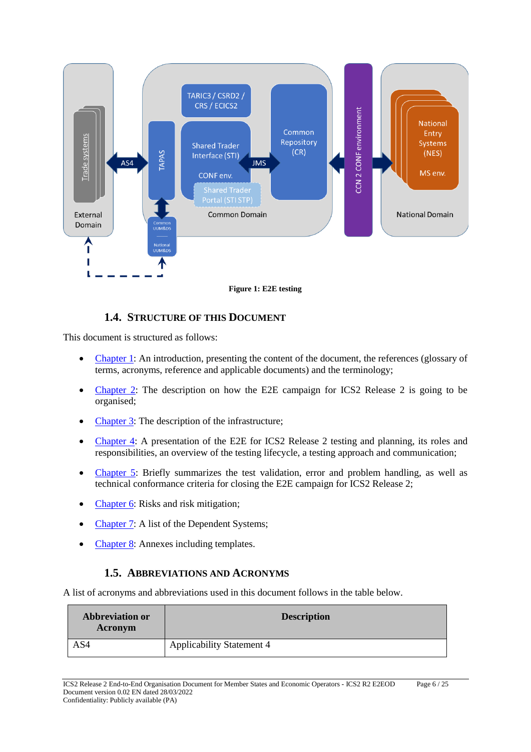**Figure 1: E2E testing**

### 1.4. Structure of this Document

This document is structured as follows:

- Chapter 1: An introduction, presenting the content of the document, the references (glossary of terms, acronyms, reference and applicable documents) and the terminology;
- Chapter 2: The description on how the E2E campaign for ICS2 Release 2 is going to be organised;
- Chapter 3: The description of the infrastructure;
- Chapter 4: A presentation of the E2E for ICS2 Release 2 testing and planning, its roles and responsibilities, an overview of the testing lifecycle, a testing approach and communication;
- Chapter 5: Briefly summarizes the test validation, error and problem handling, as well as technical conformance criteria for closing the E2E campaign for ICS2 Release 2;
- Chapter 6: Risks and risk mitigation;
- Chapter 7: A list of the Dependent Systems;
- Chapter 8: Annexes including templates.

### 1.5. Abbreviations and Acronyms

A list of acronyms and abbreviations used in this document follows in the table below.

| Abbreviation or Acronym | Description |
|---|---|
| AS4 | Applicability Statement 4 |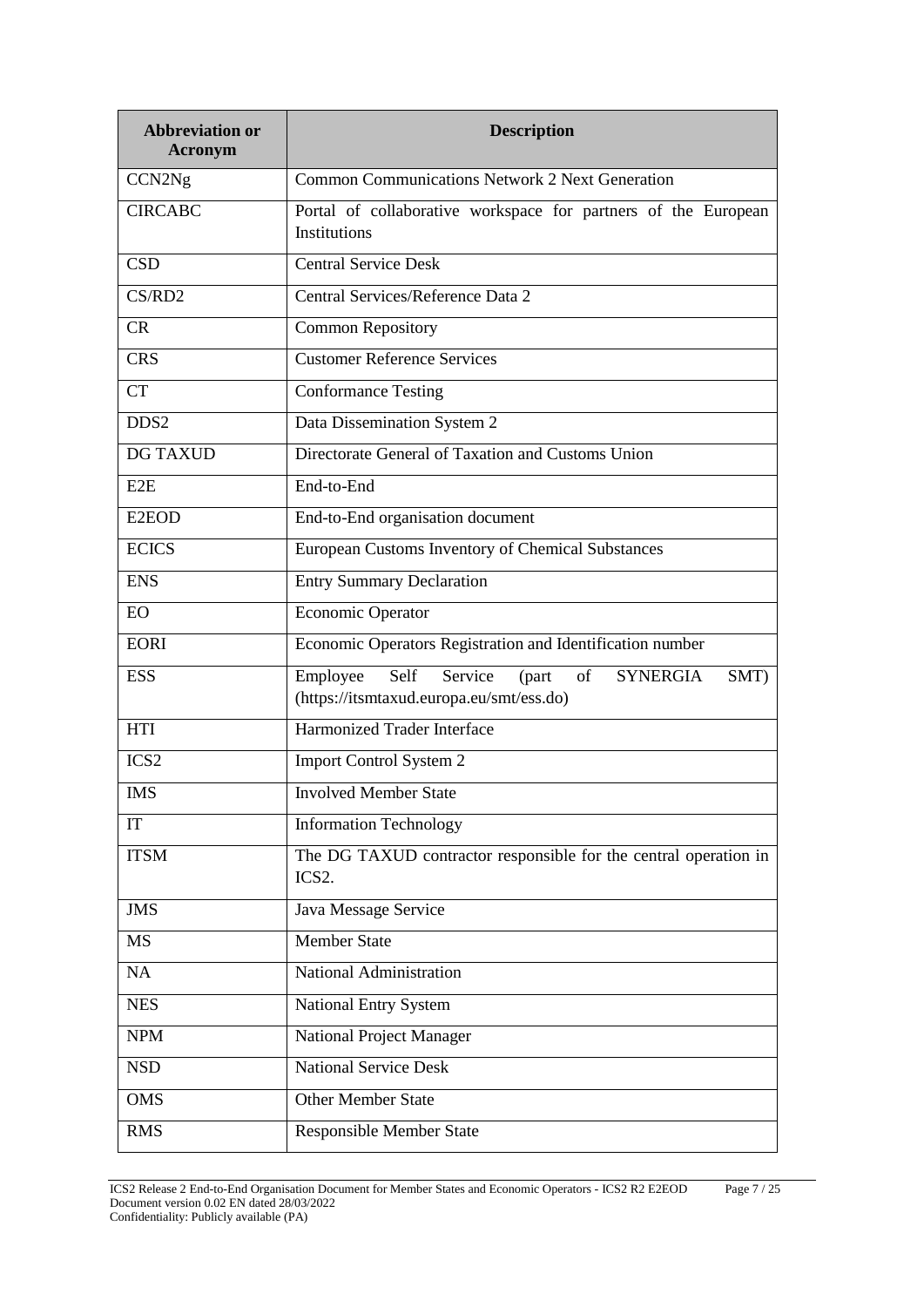| Abbreviation or Acronym | Description |
|---|---|
| CCN2Ng | Common Communications Network 2 Next Generation |
| CIRCABC | Portal of collaborative workspace for partners of the European Institutions |
| CSD | Central Service Desk |
| CS/RD2 | Central Services/Reference Data 2 |
| CR | Common Repository |
| CRS | Customer Reference Services |
| CT | Conformance Testing |
| DDS2 | Data Dissemination System 2 |
| DG TAXUD | Directorate General of Taxation and Customs Union |
| E2E | End-to-End |
| E2EOD | End-to-End organisation document |
| ECICS | European Customs Inventory of Chemical Substances |
| ENS | Entry Summary Declaration |
| EO | Economic Operator |
| EORI | Economic Operators Registration and Identification number |
| ESS | Employee Self Service (part of SYNERGIA SMT) (https://itsmtaxud.europa.eu/smt/ess.do) |
| HTI | Harmonized Trader Interface |
| ICS2 | Import Control System 2 |
| IMS | Involved Member State |
| IT | Information Technology |
| ITSM | The DG TAXUD contractor responsible for the central operation in ICS2. |
| JMS | Java Message Service |
| MS | Member State |
| NA | National Administration |
| NES | National Entry System |
| NPM | National Project Manager |
| NSD | National Service Desk |
| OMS | Other Member State |
| RMS | Responsible Member State |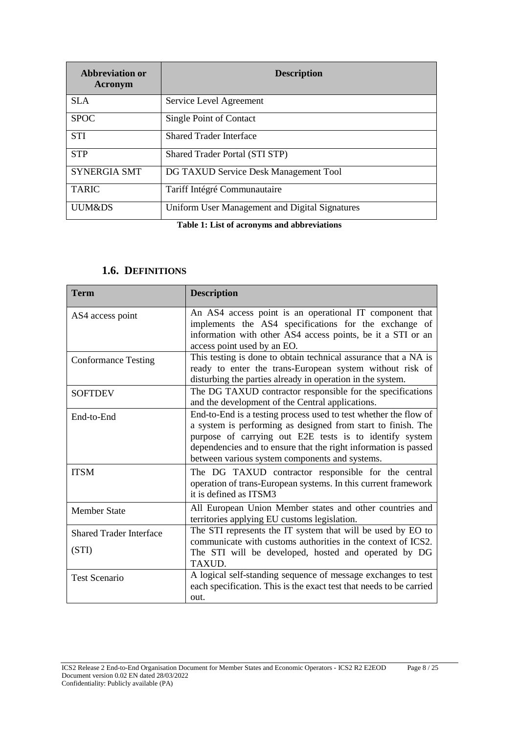| Abbreviation or Acronym | Description |
| --- | --- |
| SLA | Service Level Agreement |
| SPOC | Single Point of Contact |
| STI | Shared Trader Interface |
| STP | Shared Trader Portal (STI STP) |
| SYNERGIA SMT | DG TAXUD Service Desk Management Tool |
| TARIC | Tariff Intégré Communautaire |
| UUM&DS | Uniform User Management and Digital Signatures |

**Table 1: List of acronyms and abbreviations**

## 1.6. DEFINITIONS

| Term | Description |
| --- | --- |
| AS4 access point | An AS4 access point is an operational IT component that implements the AS4 specifications for the exchange of information with other AS4 access points, be it a STI or an access point used by an EO. |
| Conformance Testing | This testing is done to obtain technical assurance that a NA is ready to enter the trans-European system without risk of disturbing the parties already in operation in the system. |
| SOFTDEV | The DG TAXUD contractor responsible for the specifications and the development of the Central applications. |
| End-to-End | End-to-End is a testing process used to test whether the flow of a system is performing as designed from start to finish. The purpose of carrying out E2E tests is to identify system dependencies and to ensure that the right information is passed between various system components and systems. |
| ITSM | The DG TAXUD contractor responsible for the central operation of trans-European systems. In this current framework it is defined as ITSM3 |
| Member State | All European Union Member states and other countries and territories applying EU customs legislation. |
| Shared Trader Interface (STI) | The STI represents the IT system that will be used by EO to communicate with customs authorities in the context of ICS2. The STI will be developed, hosted and operated by DG TAXUD. |
| Test Scenario | A logical self-standing sequence of message exchanges to test each specification. This is the exact test that needs to be carried out. |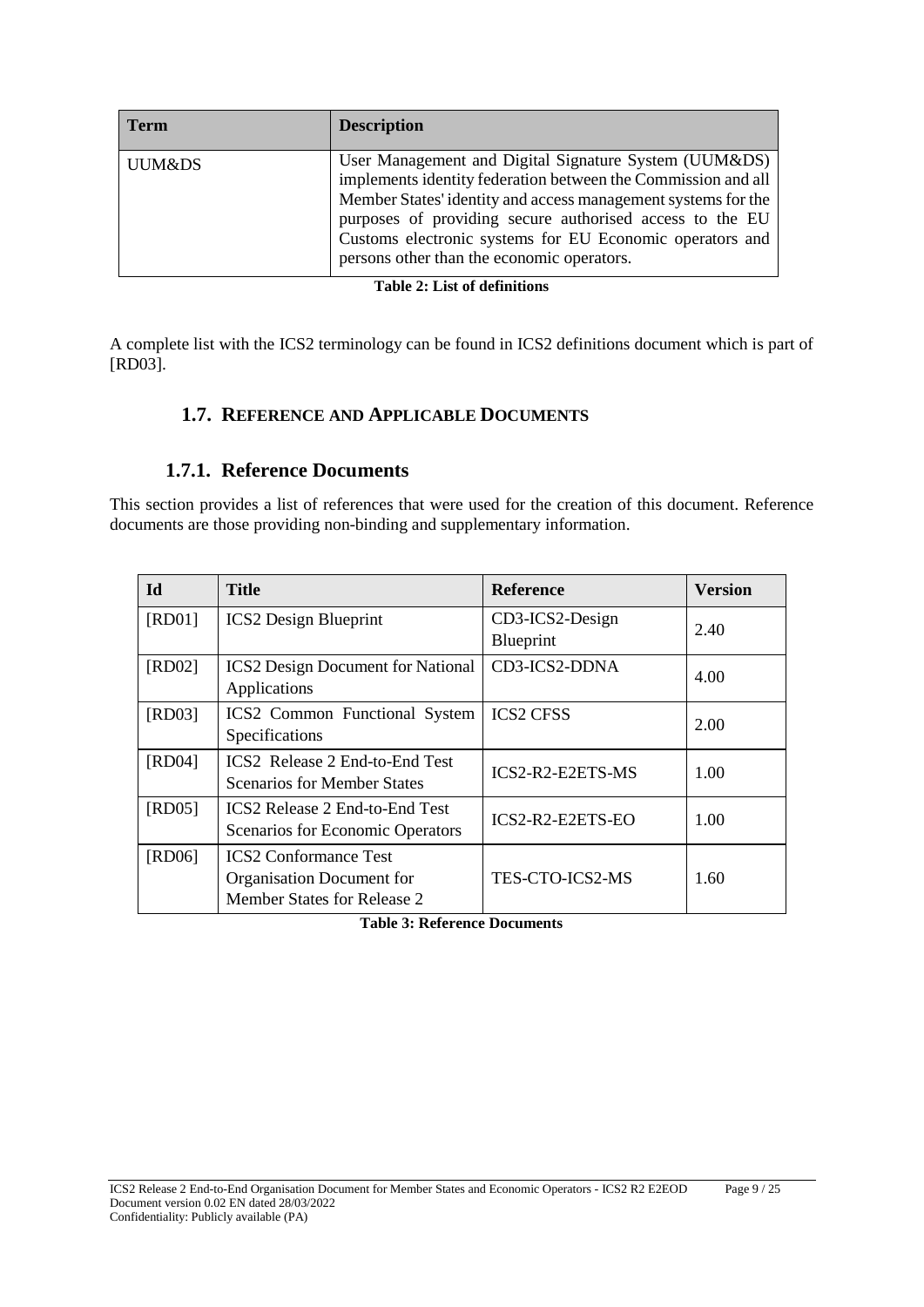| Term | Description |
| --- | --- |
| UUM&DS | User Management and Digital Signature System (UUM&DS) implements identity federation between the Commission and all Member States' identity and access management systems for the purposes of providing secure authorised access to the EU Customs electronic systems for EU Economic operators and persons other than the economic operators. |

**Table 2: List of definitions**

A complete list with the ICS2 terminology can be found in ICS2 definitions document which is part of [RD03].

## 1.7. REFERENCE AND APPLICABLE DOCUMENTS

### 1.7.1. Reference Documents

This section provides a list of references that were used for the creation of this document. Reference documents are those providing non-binding and supplementary information.

| Id | Title | Reference | Version |
| --- | --- | --- | --- |
| [RD01] | ICS2 Design Blueprint | CD3-ICS2-Design Blueprint | 2.40 |
| [RD02] | ICS2 Design Document for National Applications | CD3-ICS2-DDNA | 4.00 |
| [RD03] | ICS2 Common Functional System Specifications | ICS2 CFSS | 2.00 |
| [RD04] | ICS2 Release 2 End-to-End Test Scenarios for Member States | ICS2-R2-E2ETS-MS | 1.00 |
| [RD05] | ICS2 Release 2 End-to-End Test Scenarios for Economic Operators | ICS2-R2-E2ETS-EO | 1.00 |
| [RD06] | ICS2 Conformance Test Organisation Document for Member States for Release 2 | TES-CTO-ICS2-MS | 1.60 |

**Table 3: Reference Documents**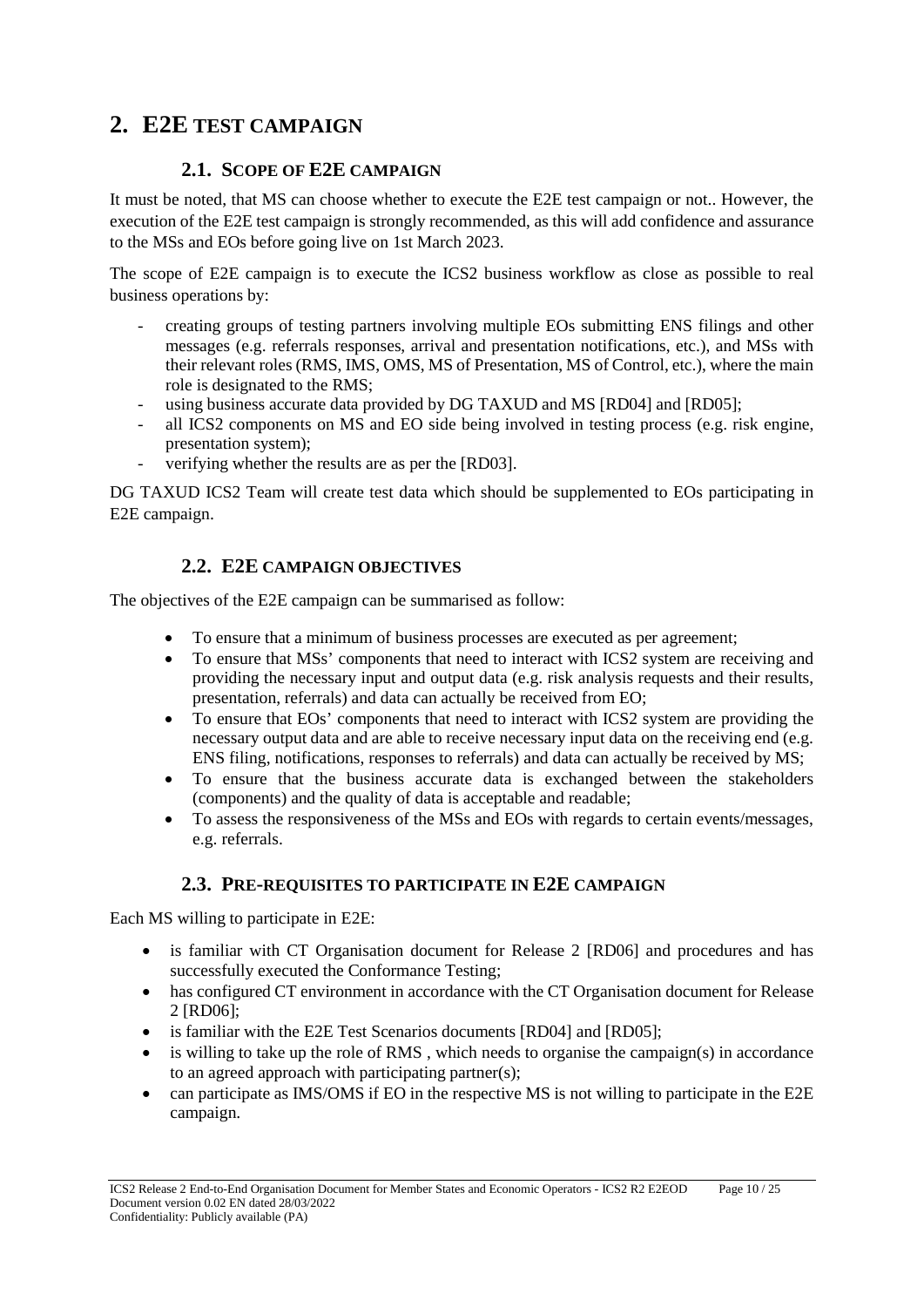# 2. E2E TEST CAMPAIGN

## 2.1. SCOPE OF E2E CAMPAIGN

It must be noted, that MS can choose whether to execute the E2E test campaign or not.. However, the execution of the E2E test campaign is strongly recommended, as this will add confidence and assurance to the MSs and EOs before going live on 1st March 2023.

The scope of E2E campaign is to execute the ICS2 business workflow as close as possible to real business operations by:

- creating groups of testing partners involving multiple EOs submitting ENS filings and other messages (e.g. referrals responses, arrival and presentation notifications, etc.), and MSs with their relevant roles (RMS, IMS, OMS, MS of Presentation, MS of Control, etc.), where the main role is designated to the RMS;
- using business accurate data provided by DG TAXUD and MS [RD04] and [RD05];
- all ICS2 components on MS and EO side being involved in testing process (e.g. risk engine, presentation system);
- verifying whether the results are as per the [RD03].

DG TAXUD ICS2 Team will create test data which should be supplemented to EOs participating in E2E campaign.

## 2.2. E2E CAMPAIGN OBJECTIVES

The objectives of the E2E campaign can be summarised as follow:

- To ensure that a minimum of business processes are executed as per agreement;
- To ensure that MSs' components that need to interact with ICS2 system are receiving and providing the necessary input and output data (e.g. risk analysis requests and their results, presentation, referrals) and data can actually be received from EO;
- To ensure that EOs' components that need to interact with ICS2 system are providing the necessary output data and are able to receive necessary input data on the receiving end (e.g. ENS filing, notifications, responses to referrals) and data can actually be received by MS;
- To ensure that the business accurate data is exchanged between the stakeholders (components) and the quality of data is acceptable and readable;
- To assess the responsiveness of the MSs and EOs with regards to certain events/messages, e.g. referrals.

## 2.3. PRE-REQUISITES TO PARTICIPATE IN E2E CAMPAIGN

Each MS willing to participate in E2E:

- is familiar with CT Organisation document for Release 2 [RD06] and procedures and has successfully executed the Conformance Testing;
- has configured CT environment in accordance with the CT Organisation document for Release 2 [RD06];
- is familiar with the E2E Test Scenarios documents [RD04] and [RD05];
- is willing to take up the role of RMS , which needs to organise the campaign(s) in accordance to an agreed approach with participating partner(s);
- can participate as IMS/OMS if EO in the respective MS is not willing to participate in the E2E campaign.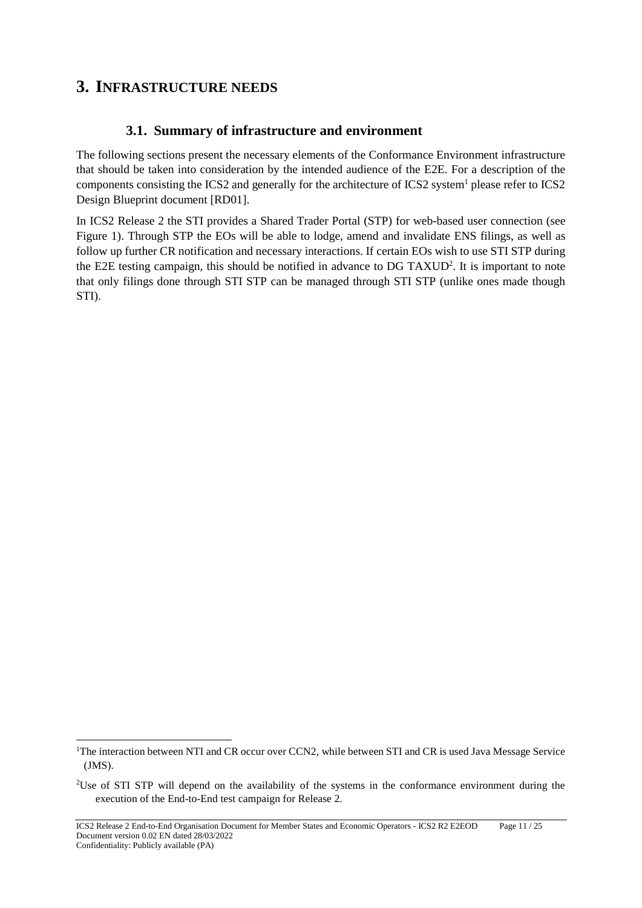# 3. INFRASTRUCTURE NEEDS

## 3.1. Summary of infrastructure and environment

The following sections present the necessary elements of the Conformance Environment infrastructure that should be taken into consideration by the intended audience of the E2E. For a description of the components consisting the ICS2 and generally for the architecture of ICS2 system[1] please refer to ICS2 Design Blueprint document [RD01].

In ICS2 Release 2 the STI provides a Shared Trader Portal (STP) for web-based user connection (see Figure 1). Through STP the EOs will be able to lodge, amend and invalidate ENS filings, as well as follow up further CR notification and necessary interactions. If certain EOs wish to use STI STP during the E2E testing campaign, this should be notified in advance to DG TAXUD[2]. It is important to note that only filings done through STI STP can be managed through STI STP (unlike ones made though STI).

---

[1] The interaction between NTI and CR occur over CCN2, while between STI and CR is used Java Message Service (JMS).

[2] Use of STI STP will depend on the availability of the systems in the conformance environment during the execution of the End-to-End test campaign for Release 2.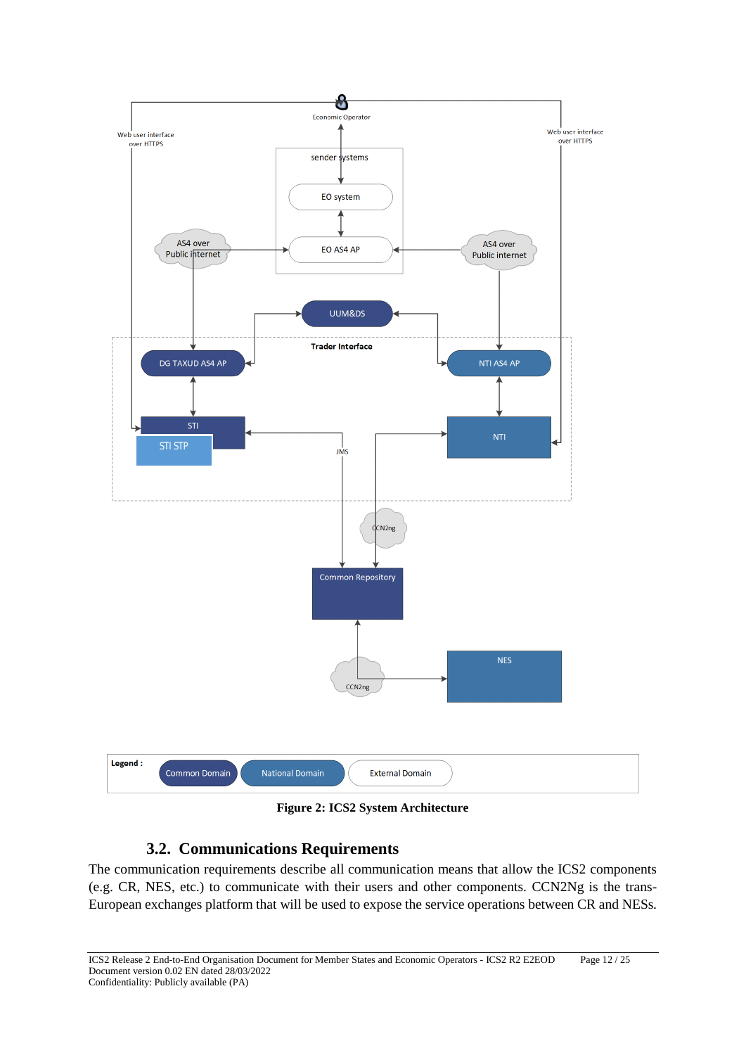Figure 2: ICS2 System Architecture

## 3.2. Communications Requirements

The communication requirements describe all communication means that allow the ICS2 components (e.g. CR, NES, etc.) to communicate with their users and other components. CCN2Ng is the trans-European exchanges platform that will be used to expose the service operations between CR and NESs.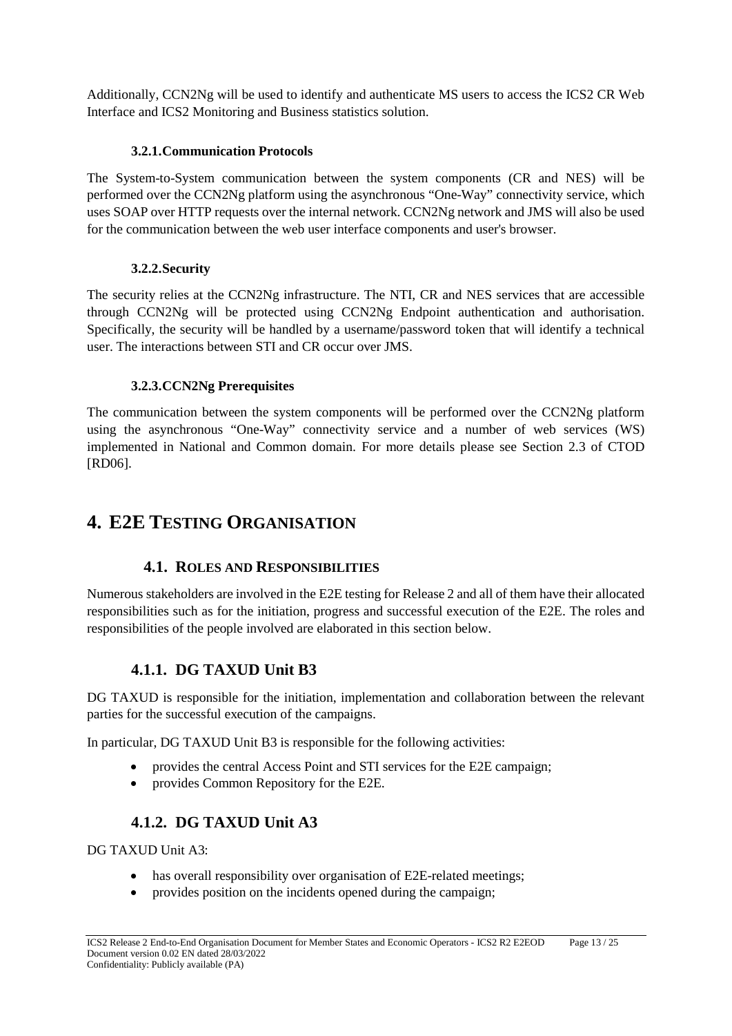Additionally, CCN2Ng will be used to identify and authenticate MS users to access the ICS2 CR Web Interface and ICS2 Monitoring and Business statistics solution.

### 3.2.1. Communication Protocols

The System-to-System communication between the system components (CR and NES) will be performed over the CCN2Ng platform using the asynchronous "One-Way" connectivity service, which uses SOAP over HTTP requests over the internal network. CCN2Ng network and JMS will also be used for the communication between the web user interface components and user's browser.

### 3.2.2. Security

The security relies at the CCN2Ng infrastructure. The NTI, CR and NES services that are accessible through CCN2Ng will be protected using CCN2Ng Endpoint authentication and authorisation. Specifically, the security will be handled by a username/password token that will identify a technical user. The interactions between STI and CR occur over JMS.

### 3.2.3. CCN2Ng Prerequisites

The communication between the system components will be performed over the CCN2Ng platform using the asynchronous "One-Way" connectivity service and a number of web services (WS) implemented in National and Common domain. For more details please see Section 2.3 of CTOD [RD06].

# 4. E2E TESTING ORGANISATION

## 4.1. ROLES AND RESPONSIBILITIES

Numerous stakeholders are involved in the E2E testing for Release 2 and all of them have their allocated responsibilities such as for the initiation, progress and successful execution of the E2E. The roles and responsibilities of the people involved are elaborated in this section below.

### 4.1.1. DG TAXUD Unit B3

DG TAXUD is responsible for the initiation, implementation and collaboration between the relevant parties for the successful execution of the campaigns.

In particular, DG TAXUD Unit B3 is responsible for the following activities:

- provides the central Access Point and STI services for the E2E campaign;
- provides Common Repository for the E2E.

### 4.1.2. DG TAXUD Unit A3

DG TAXUD Unit A3:

- has overall responsibility over organisation of E2E-related meetings;
- provides position on the incidents opened during the campaign;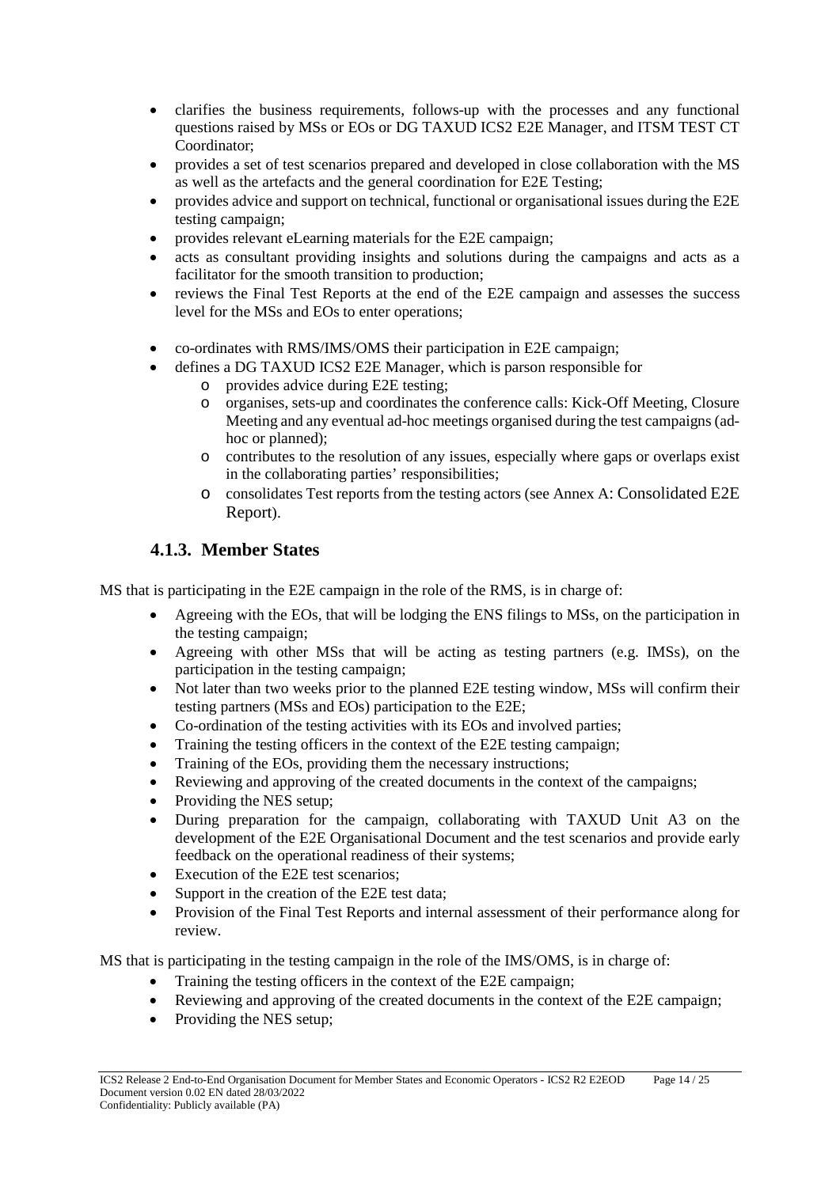- clarifies the business requirements, follows-up with the processes and any functional questions raised by MSs or EOs or DG TAXUD ICS2 E2E Manager, and ITSM TEST CT Coordinator;
- provides a set of test scenarios prepared and developed in close collaboration with the MS as well as the artefacts and the general coordination for E2E Testing;
- provides advice and support on technical, functional or organisational issues during the E2E testing campaign;
- provides relevant eLearning materials for the E2E campaign;
- acts as consultant providing insights and solutions during the campaigns and acts as a facilitator for the smooth transition to production;
- reviews the Final Test Reports at the end of the E2E campaign and assesses the success level for the MSs and EOs to enter operations;
- co-ordinates with RMS/IMS/OMS their participation in E2E campaign;
- defines a DG TAXUD ICS2 E2E Manager, which is parson responsible for
  - provides advice during E2E testing;
  - organises, sets-up and coordinates the conference calls: Kick-Off Meeting, Closure Meeting and any eventual ad-hoc meetings organised during the test campaigns (ad-hoc or planned);
  - contributes to the resolution of any issues, especially where gaps or overlaps exist in the collaborating parties' responsibilities;
  - consolidates Test reports from the testing actors (see Annex A: Consolidated E2E Report).

### 4.1.3. Member States

MS that is participating in the E2E campaign in the role of the RMS, is in charge of:

- Agreeing with the EOs, that will be lodging the ENS filings to MSs, on the participation in the testing campaign;
- Agreeing with other MSs that will be acting as testing partners (e.g. IMSs), on the participation in the testing campaign;
- Not later than two weeks prior to the planned E2E testing window, MSs will confirm their testing partners (MSs and EOs) participation to the E2E;
- Co-ordination of the testing activities with its EOs and involved parties;
- Training the testing officers in the context of the E2E testing campaign;
- Training of the EOs, providing them the necessary instructions;
- Reviewing and approving of the created documents in the context of the campaigns;
- Providing the NES setup;
- During preparation for the campaign, collaborating with TAXUD Unit A3 on the development of the E2E Organisational Document and the test scenarios and provide early feedback on the operational readiness of their systems;
- Execution of the E2E test scenarios;
- Support in the creation of the E2E test data;
- Provision of the Final Test Reports and internal assessment of their performance along for review.

MS that is participating in the testing campaign in the role of the IMS/OMS, is in charge of:

- Training the testing officers in the context of the E2E campaign;
- Reviewing and approving of the created documents in the context of the E2E campaign;
- Providing the NES setup;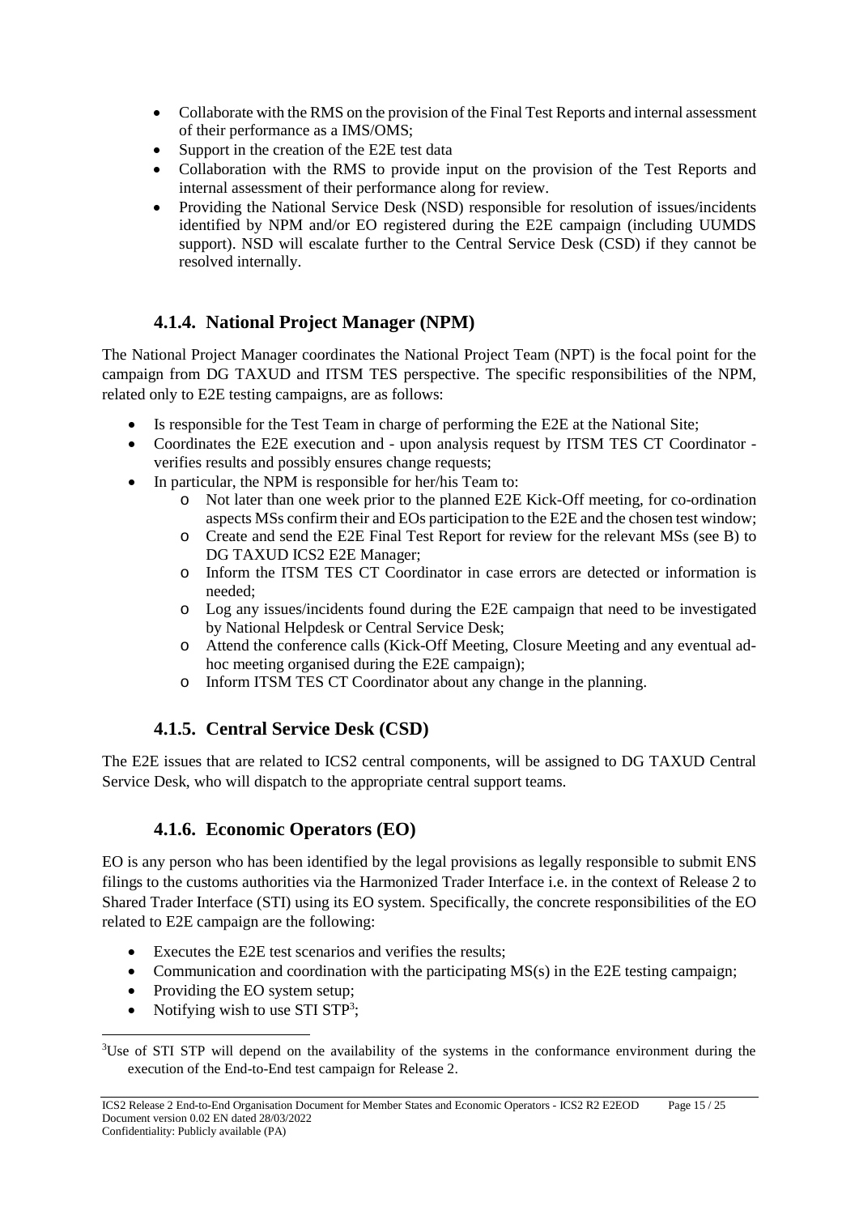- Collaborate with the RMS on the provision of the Final Test Reports and internal assessment of their performance as a IMS/OMS;
- Support in the creation of the E2E test data
- Collaboration with the RMS to provide input on the provision of the Test Reports and internal assessment of their performance along for review.
- Providing the National Service Desk (NSD) responsible for resolution of issues/incidents identified by NPM and/or EO registered during the E2E campaign (including UUMDS support). NSD will escalate further to the Central Service Desk (CSD) if they cannot be resolved internally.

### 4.1.4. National Project Manager (NPM)

The National Project Manager coordinates the National Project Team (NPT) is the focal point for the campaign from DG TAXUD and ITSM TES perspective. The specific responsibilities of the NPM, related only to E2E testing campaigns, are as follows:

- Is responsible for the Test Team in charge of performing the E2E at the National Site;
- Coordinates the E2E execution and - upon analysis request by ITSM TES CT Coordinator - verifies results and possibly ensures change requests;
- In particular, the NPM is responsible for her/his Team to:
  - Not later than one week prior to the planned E2E Kick-Off meeting, for co-ordination aspects MSs confirm their and EOs participation to the E2E and the chosen test window;
  - Create and send the E2E Final Test Report for review for the relevant MSs (see B) to DG TAXUD ICS2 E2E Manager;
  - Inform the ITSM TES CT Coordinator in case errors are detected or information is needed;
  - Log any issues/incidents found during the E2E campaign that need to be investigated by National Helpdesk or Central Service Desk;
  - Attend the conference calls (Kick-Off Meeting, Closure Meeting and any eventual ad-hoc meeting organised during the E2E campaign);
  - Inform ITSM TES CT Coordinator about any change in the planning.

### 4.1.5. Central Service Desk (CSD)

The E2E issues that are related to ICS2 central components, will be assigned to DG TAXUD Central Service Desk, who will dispatch to the appropriate central support teams.

### 4.1.6. Economic Operators (EO)

EO is any person who has been identified by the legal provisions as legally responsible to submit ENS filings to the customs authorities via the Harmonized Trader Interface i.e. in the context of Release 2 to Shared Trader Interface (STI) using its EO system. Specifically, the concrete responsibilities of the EO related to E2E campaign are the following:

- Executes the E2E test scenarios and verifies the results;
- Communication and coordination with the participating MS(s) in the E2E testing campaign;
- Providing the EO system setup;
- Notifying wish to use STI STP[3];

[3]Use of STI STP will depend on the availability of the systems in the conformance environment during the execution of the End-to-End test campaign for Release 2.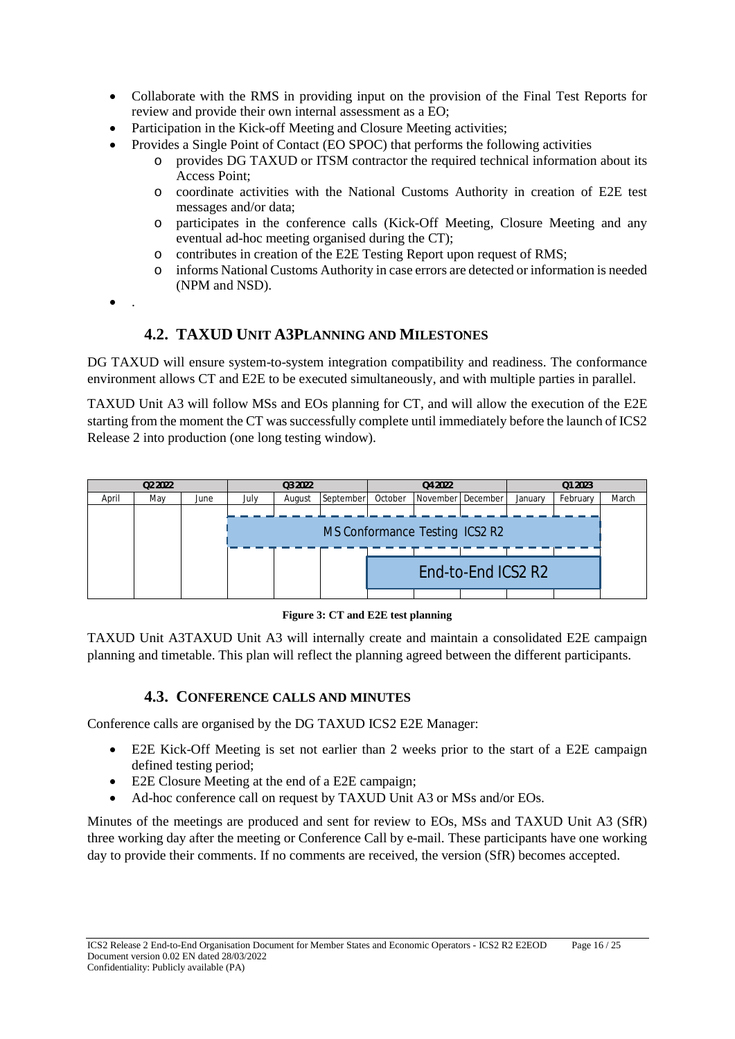- Collaborate with the RMS in providing input on the provision of the Final Test Reports for review and provide their own internal assessment as a EO;
- Participation in the Kick-off Meeting and Closure Meeting activities;
- Provides a Single Point of Contact (EO SPOC) that performs the following activities
  - provides DG TAXUD or ITSM contractor the required technical information about its Access Point;
  - coordinate activities with the National Customs Authority in creation of E2E test messages and/or data;
  - participates in the conference calls (Kick-Off Meeting, Closure Meeting and any eventual ad-hoc meeting organised during the CT);
  - contributes in creation of the E2E Testing Report upon request of RMS;
  - informs National Customs Authority in case errors are detected or information is needed (NPM and NSD).
- .

## 4.2. TAXUD UNIT A3PLANNING AND MILESTONES

DG TAXUD will ensure system-to-system integration compatibility and readiness. The conformance environment allows CT and E2E to be executed simultaneously, and with multiple parties in parallel.

TAXUD Unit A3 will follow MSs and EOs planning for CT, and will allow the execution of the E2E starting from the moment the CT was successfully complete until immediately before the launch of ICS2 Release 2 into production (one long testing window).

| Q2 2022 | | | Q3 2022 | | | Q4 2022 | | | Q1 2023 | | |
|---|---|---|---|---|---|---|---|---|---|---|---|
| April | May | June | July | August | September | October | November | December | January | February | March |
| | | | MS Conformance Testing ICS2 R2 | | | | | | | | |
| | | | | | | End-to-End ICS2 R2 | | | | | |

**Figure 3: CT and E2E test planning**

TAXUD Unit A3TAXUD Unit A3 will internally create and maintain a consolidated E2E campaign planning and timetable. This plan will reflect the planning agreed between the different participants.

## 4.3. CONFERENCE CALLS AND MINUTES

Conference calls are organised by the DG TAXUD ICS2 E2E Manager:

- E2E Kick-Off Meeting is set not earlier than 2 weeks prior to the start of a E2E campaign defined testing period;
- E2E Closure Meeting at the end of a E2E campaign;
- Ad-hoc conference call on request by TAXUD Unit A3 or MSs and/or EOs.

Minutes of the meetings are produced and sent for review to EOs, MSs and TAXUD Unit A3 (SfR) three working day after the meeting or Conference Call by e-mail. These participants have one working day to provide their comments. If no comments are received, the version (SfR) becomes accepted.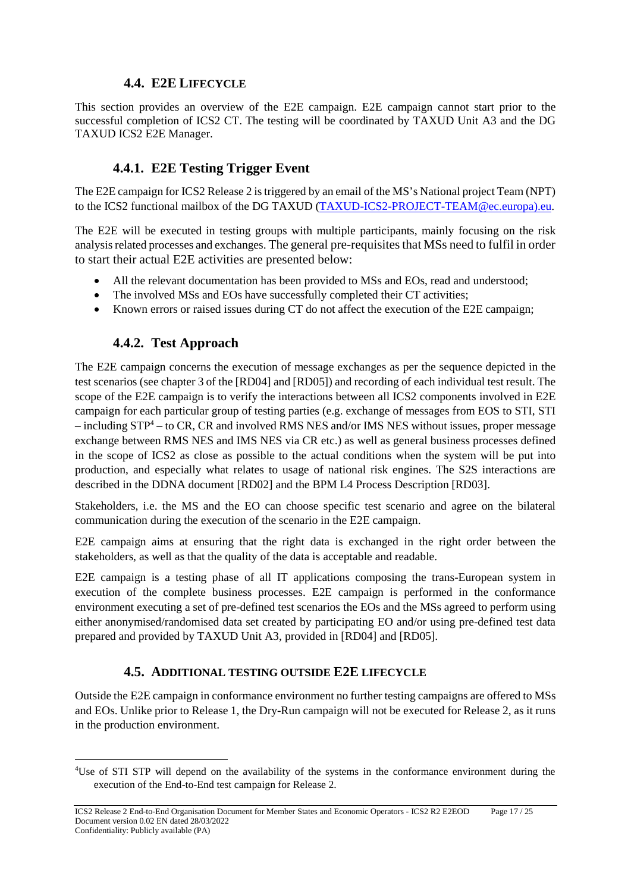## 4.4. E2E LIFECYCLE

This section provides an overview of the E2E campaign. E2E campaign cannot start prior to the successful completion of ICS2 CT. The testing will be coordinated by TAXUD Unit A3 and the DG TAXUD ICS2 E2E Manager.

### 4.4.1. E2E Testing Trigger Event

The E2E campaign for ICS2 Release 2 is triggered by an email of the MS's National project Team (NPT) to the ICS2 functional mailbox of the DG TAXUD (TAXUD-ICS2-PROJECT-TEAM@ec.europa).eu.

The E2E will be executed in testing groups with multiple participants, mainly focusing on the risk analysis related processes and exchanges. The general pre-requisites that MSs need to fulfil in order to start their actual E2E activities are presented below:

- All the relevant documentation has been provided to MSs and EOs, read and understood;
- The involved MSs and EOs have successfully completed their CT activities;
- Known errors or raised issues during CT do not affect the execution of the E2E campaign;

### 4.4.2. Test Approach

The E2E campaign concerns the execution of message exchanges as per the sequence depicted in the test scenarios (see chapter 3 of the [RD04] and [RD05]) and recording of each individual test result. The scope of the E2E campaign is to verify the interactions between all ICS2 components involved in E2E campaign for each particular group of testing parties (e.g. exchange of messages from EOS to STI, STI – including STP[4] – to CR, CR and involved RMS NES and/or IMS NES without issues, proper message exchange between RMS NES and IMS NES via CR etc.) as well as general business processes defined in the scope of ICS2 as close as possible to the actual conditions when the system will be put into production, and especially what relates to usage of national risk engines. The S2S interactions are described in the DDNA document [RD02] and the BPM L4 Process Description [RD03].

Stakeholders, i.e. the MS and the EO can choose specific test scenario and agree on the bilateral communication during the execution of the scenario in the E2E campaign.

E2E campaign aims at ensuring that the right data is exchanged in the right order between the stakeholders, as well as that the quality of the data is acceptable and readable.

E2E campaign is a testing phase of all IT applications composing the trans-European system in execution of the complete business processes. E2E campaign is performed in the conformance environment executing a set of pre-defined test scenarios the EOs and the MSs agreed to perform using either anonymised/randomised data set created by participating EO and/or using pre-defined test data prepared and provided by TAXUD Unit A3, provided in [RD04] and [RD05].

## 4.5. ADDITIONAL TESTING OUTSIDE E2E LIFECYCLE

Outside the E2E campaign in conformance environment no further testing campaigns are offered to MSs and EOs. Unlike prior to Release 1, the Dry-Run campaign will not be executed for Release 2, as it runs in the production environment.

---

[4] Use of STI STP will depend on the availability of the systems in the conformance environment during the execution of the End-to-End test campaign for Release 2.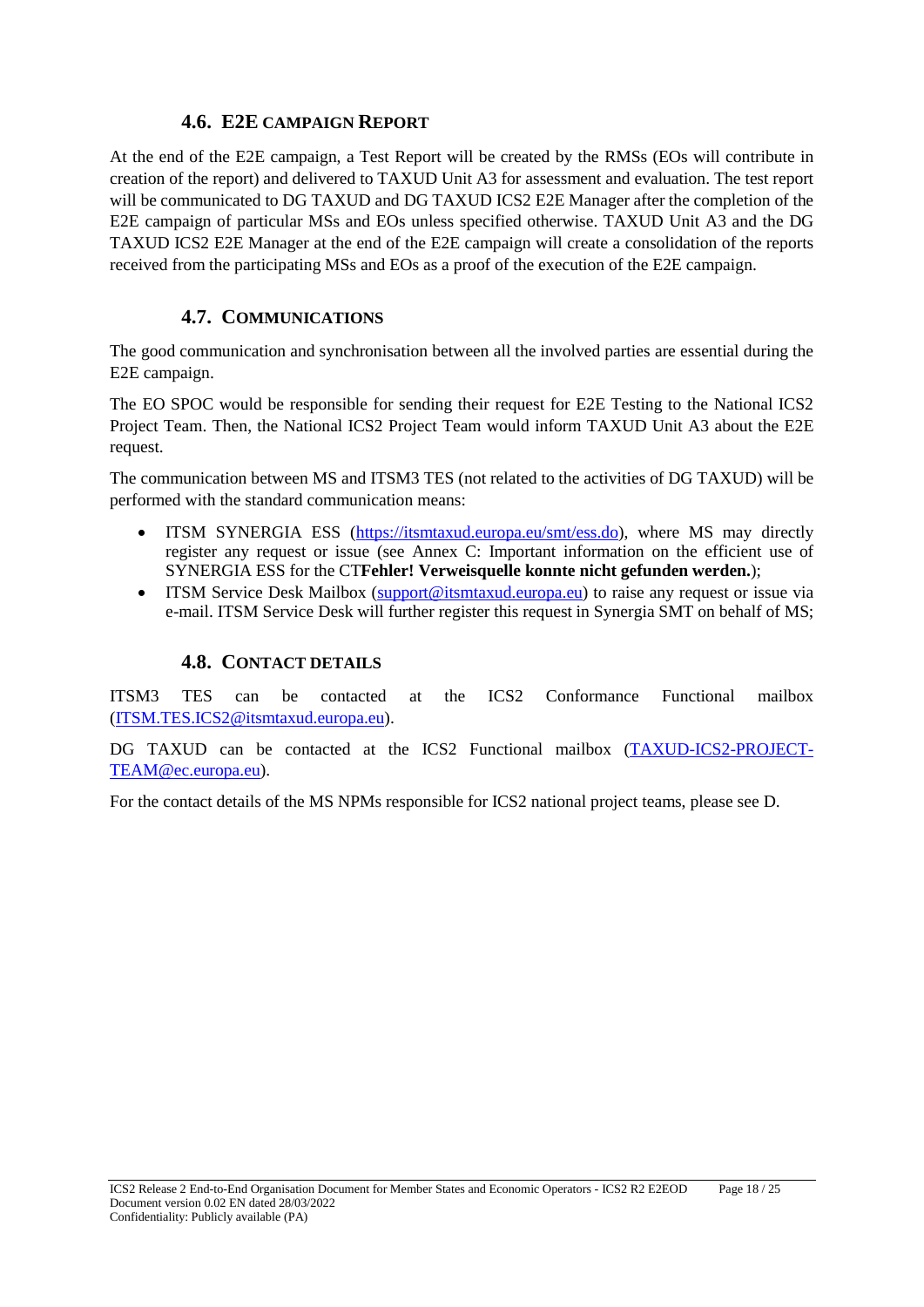## 4.6. E2E CAMPAIGN REPORT

At the end of the E2E campaign, a Test Report will be created by the RMSs (EOs will contribute in creation of the report) and delivered to TAXUD Unit A3 for assessment and evaluation. The test report will be communicated to DG TAXUD and DG TAXUD ICS2 E2E Manager after the completion of the E2E campaign of particular MSs and EOs unless specified otherwise. TAXUD Unit A3 and the DG TAXUD ICS2 E2E Manager at the end of the E2E campaign will create a consolidation of the reports received from the participating MSs and EOs as a proof of the execution of the E2E campaign.

## 4.7. COMMUNICATIONS

The good communication and synchronisation between all the involved parties are essential during the E2E campaign.

The EO SPOC would be responsible for sending their request for E2E Testing to the National ICS2 Project Team. Then, the National ICS2 Project Team would inform TAXUD Unit A3 about the E2E request.

The communication between MS and ITSM3 TES (not related to the activities of DG TAXUD) will be performed with the standard communication means:

- ITSM SYNERGIA ESS (https://itsmtaxud.europa.eu/smt/ess.do), where MS may directly register any request or issue (see Annex C: Important information on the efficient use of SYNERGIA ESS for the CT**Fehler! Verweisquelle konnte nicht gefunden werden.**);
- ITSM Service Desk Mailbox (support@itsmtaxud.europa.eu) to raise any request or issue via e-mail. ITSM Service Desk will further register this request in Synergia SMT on behalf of MS;

## 4.8. CONTACT DETAILS

ITSM3 TES can be contacted at the ICS2 Conformance Functional mailbox (ITSM.TES.ICS2@itsmtaxud.europa.eu).

DG TAXUD can be contacted at the ICS2 Functional mailbox (TAXUD-ICS2-PROJECT-TEAM@ec.europa.eu).

For the contact details of the MS NPMs responsible for ICS2 national project teams, please see D.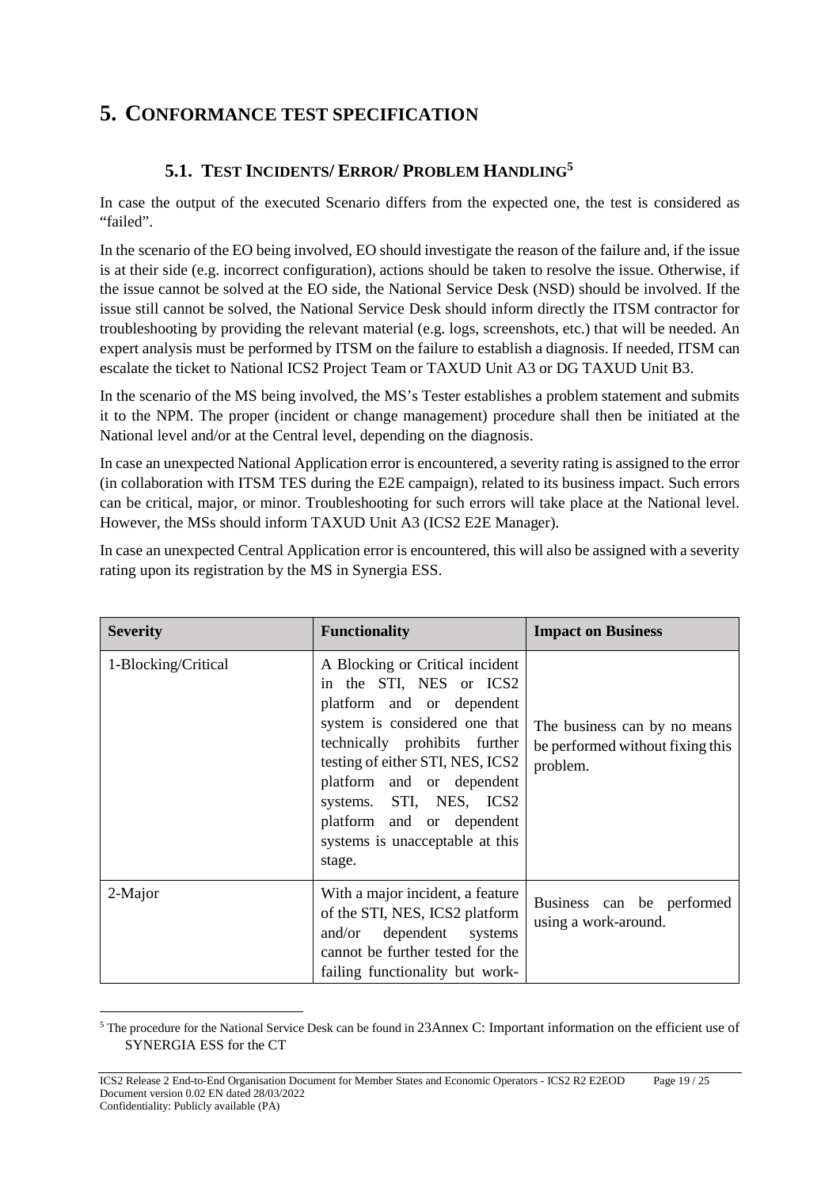# 5. CONFORMANCE TEST SPECIFICATION

## 5.1. TEST INCIDENTS/ ERROR/ PROBLEM HANDLING[5]

In case the output of the executed Scenario differs from the expected one, the test is considered as "failed".

In the scenario of the EO being involved, EO should investigate the reason of the failure and, if the issue is at their side (e.g. incorrect configuration), actions should be taken to resolve the issue. Otherwise, if the issue cannot be solved at the EO side, the National Service Desk (NSD) should be involved. If the issue still cannot be solved, the National Service Desk should inform directly the ITSM contractor for troubleshooting by providing the relevant material (e.g. logs, screenshots, etc.) that will be needed. An expert analysis must be performed by ITSM on the failure to establish a diagnosis. If needed, ITSM can escalate the ticket to National ICS2 Project Team or TAXUD Unit A3 or DG TAXUD Unit B3.

In the scenario of the MS being involved, the MS's Tester establishes a problem statement and submits it to the NPM. The proper (incident or change management) procedure shall then be initiated at the National level and/or at the Central level, depending on the diagnosis.

In case an unexpected National Application error is encountered, a severity rating is assigned to the error (in collaboration with ITSM TES during the E2E campaign), related to its business impact. Such errors can be critical, major, or minor. Troubleshooting for such errors will take place at the National level. However, the MSs should inform TAXUD Unit A3 (ICS2 E2E Manager).

In case an unexpected Central Application error is encountered, this will also be assigned with a severity rating upon its registration by the MS in Synergia ESS.

| Severity | Functionality | Impact on Business |
|---|---|---|
| 1-Blocking/Critical | A Blocking or Critical incident in the STI, NES or ICS2 platform and or dependent system is considered one that technically prohibits further testing of either STI, NES, ICS2 platform and or dependent systems. STI, NES, ICS2 platform and or dependent systems is unacceptable at this stage. | The business can by no means be performed without fixing this problem. |
| 2-Major | With a major incident, a feature of the STI, NES, ICS2 platform and/or dependent systems cannot be further tested for the failing functionality but work- | Business can be performed using a work-around. |

[5] The procedure for the National Service Desk can be found in 23Annex C: Important information on the efficient use of SYNERGIA ESS for the CT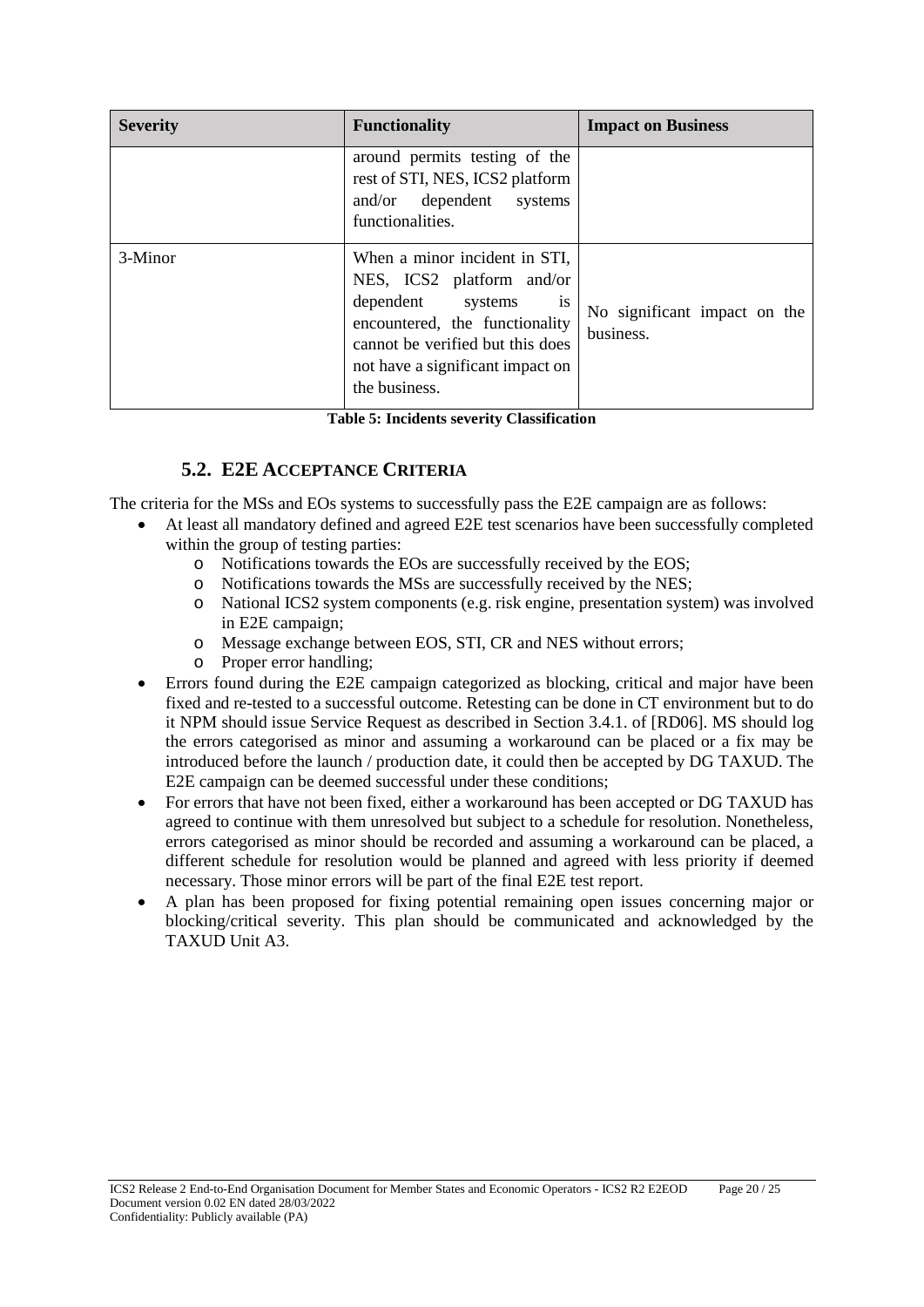| Severity | Functionality | Impact on Business |
| --- | --- | --- |
| | around permits testing of the rest of STI, NES, ICS2 platform and/or dependent systems functionalities. | |
| 3-Minor | When a minor incident in STI, NES, ICS2 platform and/or dependent systems is encountered, the functionality cannot be verified but this does not have a significant impact on the business. | No significant impact on the business. |

**Table 5: Incidents severity Classification**

## 5.2. E2E ACCEPTANCE CRITERIA

The criteria for the MSs and EOs systems to successfully pass the E2E campaign are as follows:

- At least all mandatory defined and agreed E2E test scenarios have been successfully completed within the group of testing parties:
  - Notifications towards the EOs are successfully received by the EOS;
  - Notifications towards the MSs are successfully received by the NES;
  - National ICS2 system components (e.g. risk engine, presentation system) was involved in E2E campaign;
  - Message exchange between EOS, STI, CR and NES without errors;
  - Proper error handling;
- Errors found during the E2E campaign categorized as blocking, critical and major have been fixed and re-tested to a successful outcome. Retesting can be done in CT environment but to do it NPM should issue Service Request as described in Section 3.4.1. of [RD06]. MS should log the errors categorised as minor and assuming a workaround can be placed or a fix may be introduced before the launch / production date, it could then be accepted by DG TAXUD. The E2E campaign can be deemed successful under these conditions;
- For errors that have not been fixed, either a workaround has been accepted or DG TAXUD has agreed to continue with them unresolved but subject to a schedule for resolution. Nonetheless, errors categorised as minor should be recorded and assuming a workaround can be placed, a different schedule for resolution would be planned and agreed with less priority if deemed necessary. Those minor errors will be part of the final E2E test report.
- A plan has been proposed for fixing potential remaining open issues concerning major or blocking/critical severity. This plan should be communicated and acknowledged by the TAXUD Unit A3.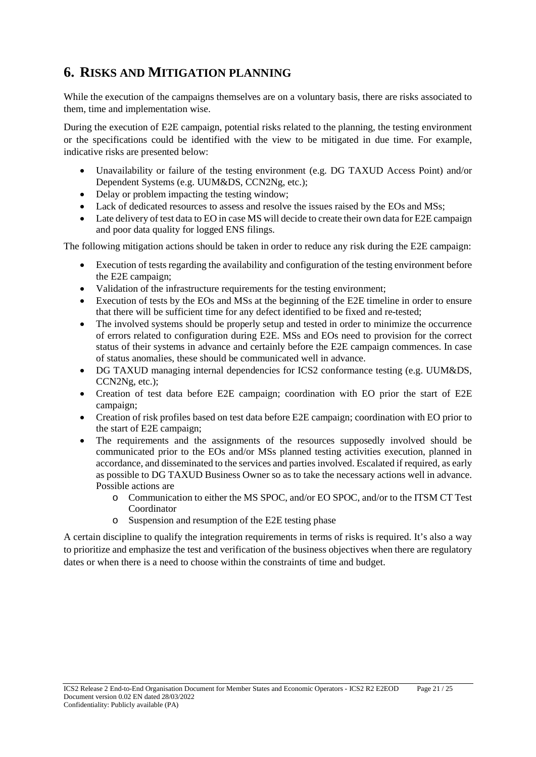# 6. RISKS AND MITIGATION PLANNING

While the execution of the campaigns themselves are on a voluntary basis, there are risks associated to them, time and implementation wise.

During the execution of E2E campaign, potential risks related to the planning, the testing environment or the specifications could be identified with the view to be mitigated in due time. For example, indicative risks are presented below:

- Unavailability or failure of the testing environment (e.g. DG TAXUD Access Point) and/or Dependent Systems (e.g. UUM&DS, CCN2Ng, etc.);
- Delay or problem impacting the testing window;
- Lack of dedicated resources to assess and resolve the issues raised by the EOs and MSs;
- Late delivery of test data to EO in case MS will decide to create their own data for E2E campaign and poor data quality for logged ENS filings.

The following mitigation actions should be taken in order to reduce any risk during the E2E campaign:

- Execution of tests regarding the availability and configuration of the testing environment before the E2E campaign;
- Validation of the infrastructure requirements for the testing environment;
- Execution of tests by the EOs and MSs at the beginning of the E2E timeline in order to ensure that there will be sufficient time for any defect identified to be fixed and re-tested;
- The involved systems should be properly setup and tested in order to minimize the occurrence of errors related to configuration during E2E. MSs and EOs need to provision for the correct status of their systems in advance and certainly before the E2E campaign commences. In case of status anomalies, these should be communicated well in advance.
- DG TAXUD managing internal dependencies for ICS2 conformance testing (e.g. UUM&DS, CCN2Ng, etc.);
- Creation of test data before E2E campaign; coordination with EO prior the start of E2E campaign;
- Creation of risk profiles based on test data before E2E campaign; coordination with EO prior to the start of E2E campaign;
- The requirements and the assignments of the resources supposedly involved should be communicated prior to the EOs and/or MSs planned testing activities execution, planned in accordance, and disseminated to the services and parties involved. Escalated if required, as early as possible to DG TAXUD Business Owner so as to take the necessary actions well in advance. Possible actions are
  - Communication to either the MS SPOC, and/or EO SPOC, and/or to the ITSM CT Test Coordinator
  - Suspension and resumption of the E2E testing phase

A certain discipline to qualify the integration requirements in terms of risks is required. It's also a way to prioritize and emphasize the test and verification of the business objectives when there are regulatory dates or when there is a need to choose within the constraints of time and budget.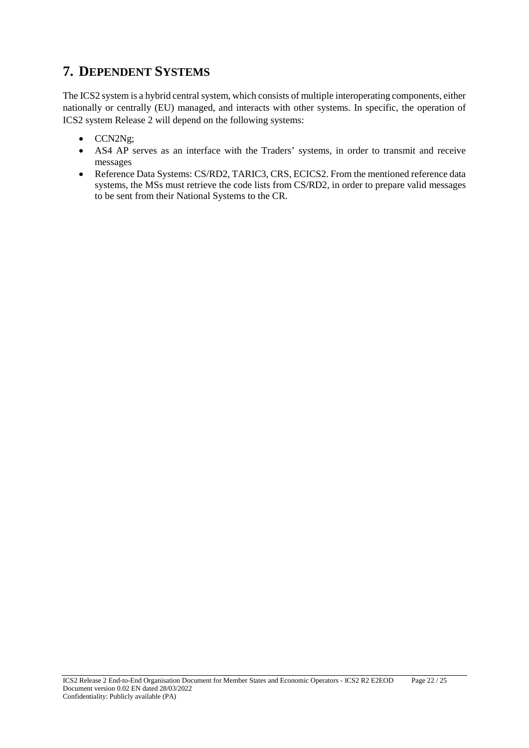# 7. DEPENDENT SYSTEMS

The ICS2 system is a hybrid central system, which consists of multiple interoperating components, either nationally or centrally (EU) managed, and interacts with other systems. In specific, the operation of ICS2 system Release 2 will depend on the following systems:

- CCN2Ng;
- AS4 AP serves as an interface with the Traders' systems, in order to transmit and receive messages
- Reference Data Systems: CS/RD2, TARIC3, CRS, ECICS2. From the mentioned reference data systems, the MSs must retrieve the code lists from CS/RD2, in order to prepare valid messages to be sent from their National Systems to the CR.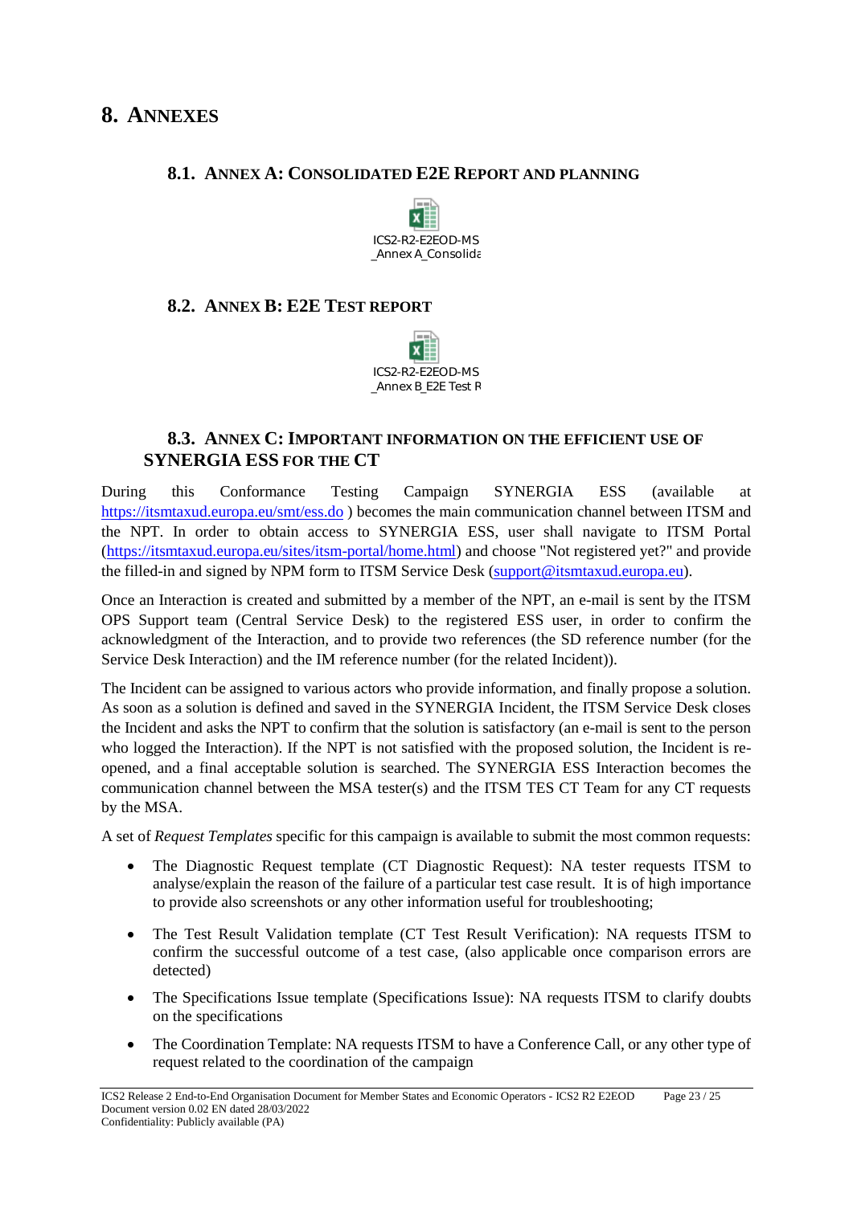# 8. ANNEXES

## 8.1. ANNEX A: CONSOLIDATED E2E REPORT AND PLANNING

ICS2-R2-E2EOD-MS_Annex A_Consolida

## 8.2. ANNEX B: E2E TEST REPORT

ICS2-R2-E2EOD-MS_Annex B_E2E Test R

## 8.3. ANNEX C: IMPORTANT INFORMATION ON THE EFFICIENT USE OF SYNERGIA ESS FOR THE CT

During this Conformance Testing Campaign SYNERGIA ESS (available at https://itsmtaxud.europa.eu/smt/ess.do ) becomes the main communication channel between ITSM and the NPT. In order to obtain access to SYNERGIA ESS, user shall navigate to ITSM Portal (https://itsmtaxud.europa.eu/sites/itsm-portal/home.html) and choose "Not registered yet?" and provide the filled-in and signed by NPM form to ITSM Service Desk (support@itsmtaxud.europa.eu).

Once an Interaction is created and submitted by a member of the NPT, an e-mail is sent by the ITSM OPS Support team (Central Service Desk) to the registered ESS user, in order to confirm the acknowledgment of the Interaction, and to provide two references (the SD reference number (for the Service Desk Interaction) and the IM reference number (for the related Incident)).

The Incident can be assigned to various actors who provide information, and finally propose a solution. As soon as a solution is defined and saved in the SYNERGIA Incident, the ITSM Service Desk closes the Incident and asks the NPT to confirm that the solution is satisfactory (an e-mail is sent to the person who logged the Interaction). If the NPT is not satisfied with the proposed solution, the Incident is re-opened, and a final acceptable solution is searched. The SYNERGIA ESS Interaction becomes the communication channel between the MSA tester(s) and the ITSM TES CT Team for any CT requests by the MSA.

A set of *Request Templates* specific for this campaign is available to submit the most common requests:

- The Diagnostic Request template (CT Diagnostic Request): NA tester requests ITSM to analyse/explain the reason of the failure of a particular test case result. It is of high importance to provide also screenshots or any other information useful for troubleshooting;
- The Test Result Validation template (CT Test Result Verification): NA requests ITSM to confirm the successful outcome of a test case, (also applicable once comparison errors are detected)
- The Specifications Issue template (Specifications Issue): NA requests ITSM to clarify doubts on the specifications
- The Coordination Template: NA requests ITSM to have a Conference Call, or any other type of request related to the coordination of the campaign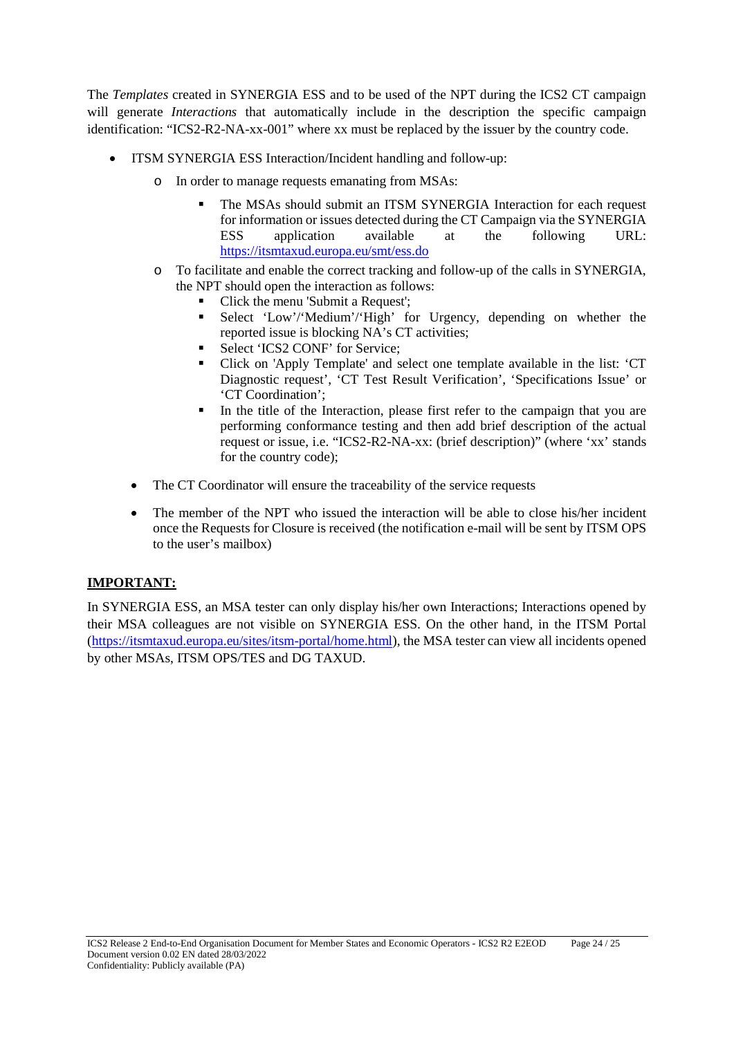The *Templates* created in SYNERGIA ESS and to be used of the NPT during the ICS2 CT campaign will generate *Interactions* that automatically include in the description the specific campaign identification: "ICS2-R2-NA-xx-001" where xx must be replaced by the issuer by the country code.

- ITSM SYNERGIA ESS Interaction/Incident handling and follow-up:
  - In order to manage requests emanating from MSAs:
    - The MSAs should submit an ITSM SYNERGIA Interaction for each request for information or issues detected during the CT Campaign via the SYNERGIA ESS application available at the following URL: [https://itsmtaxud.europa.eu/smt/ess.do](https://itsmtaxud.europa.eu/smt/ess.do)
  - To facilitate and enable the correct tracking and follow-up of the calls in SYNERGIA, the NPT should open the interaction as follows:
    - Click the menu 'Submit a Request';
    - Select 'Low'/'Medium'/'High' for Urgency, depending on whether the reported issue is blocking NA's CT activities;
    - Select 'ICS2 CONF' for Service;
    - Click on 'Apply Template' and select one template available in the list: 'CT Diagnostic request', 'CT Test Result Verification', 'Specifications Issue' or 'CT Coordination';
    - In the title of the Interaction, please first refer to the campaign that you are performing conformance testing and then add brief description of the actual request or issue, i.e. "ICS2-R2-NA-xx: (brief description)" (where 'xx' stands for the country code);

  - The CT Coordinator will ensure the traceability of the service requests
  - The member of the NPT who issued the interaction will be able to close his/her incident once the Requests for Closure is received (the notification e-mail will be sent by ITSM OPS to the user's mailbox)

**IMPORTANT:**

In SYNERGIA ESS, an MSA tester can only display his/her own Interactions; Interactions opened by their MSA colleagues are not visible on SYNERGIA ESS. On the other hand, in the ITSM Portal ([https://itsmtaxud.europa.eu/sites/itsm-portal/home.html](https://itsmtaxud.europa.eu/sites/itsm-portal/home.html)), the MSA tester can view all incidents opened by other MSAs, ITSM OPS/TES and DG TAXUD.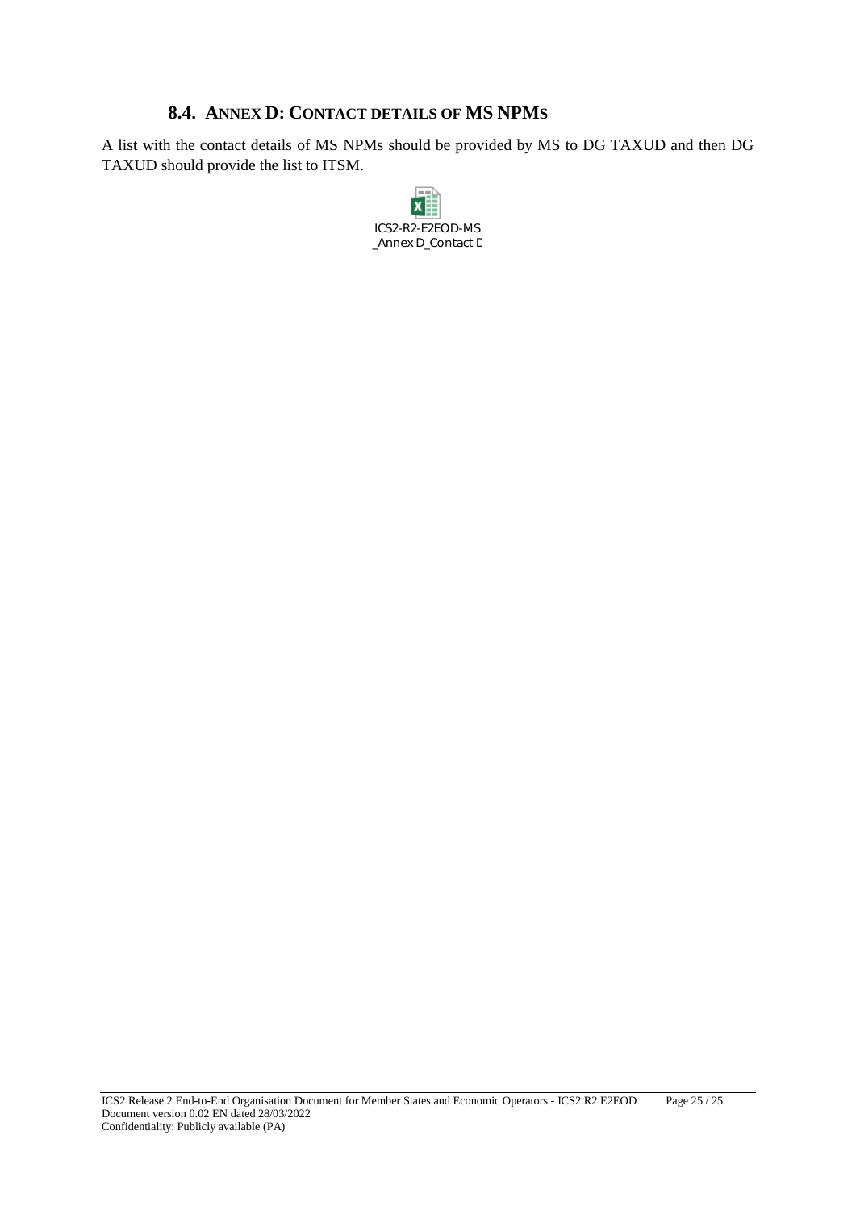## 8.4. ANNEX D: CONTACT DETAILS OF MS NPMS

A list with the contact details of MS NPMs should be provided by MS to DG TAXUD and then DG TAXUD should provide the list to ITSM.

ICS2-R2-E2EOD-MS _Annex D_Contact D